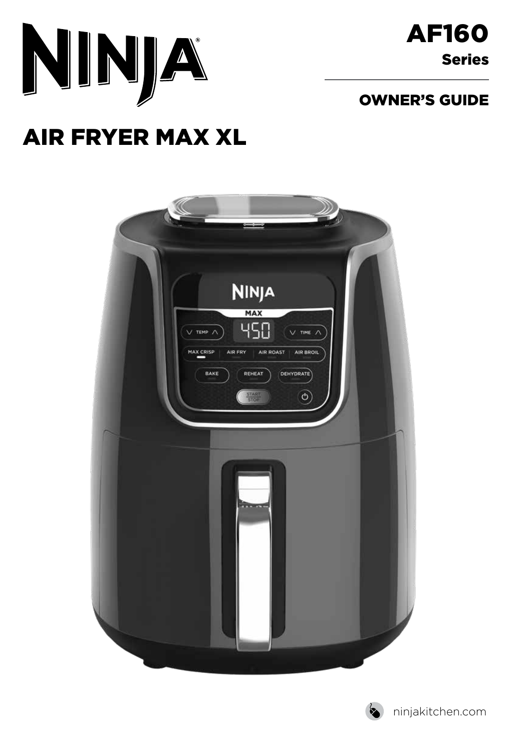# NINJA®

**AF160**
**Series**

**OWNER'S GUIDE**

# AIR FRYER MAX XL

ninjakitchen.com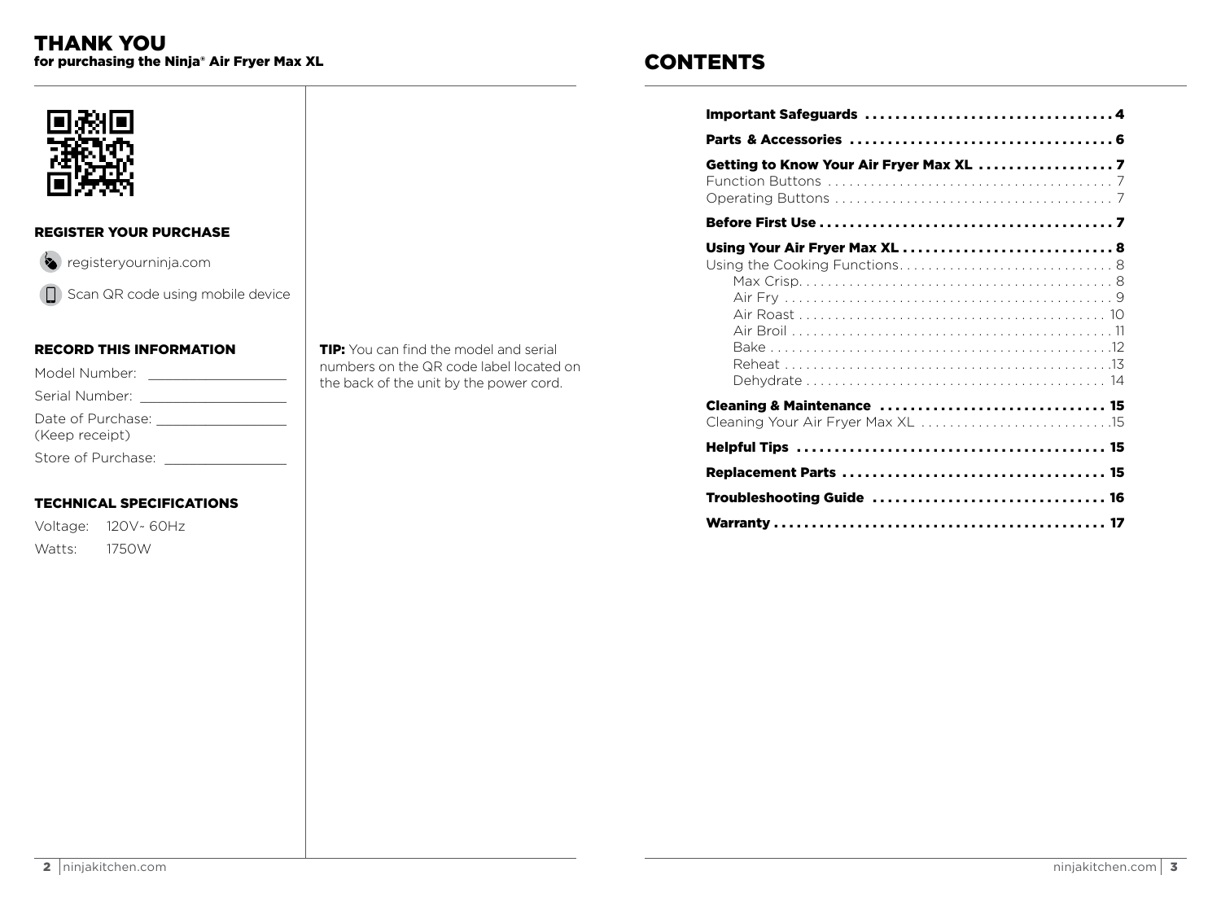# THANK YOU

**for purchasing the Ninja® Air Fryer Max XL**

## REGISTER YOUR PURCHASE

registeryourninja.com

Scan QR code using mobile device

## RECORD THIS INFORMATION

Model Number: ________________

Serial Number: ________________

Date of Purchase: ________________
(Keep receipt)

Store of Purchase: ________________

**TIP:** You can find the model and serial numbers on the QR code label located on the back of the unit by the power cord.

## TECHNICAL SPECIFICATIONS

Voltage: 120V~ 60Hz

Watts: 1750W

# CONTENTS

**Important Safeguards** ........ 4

**Parts & Accessories** ........ 6

**Getting to Know Your Air Fryer Max XL** ........ 7
- Function Buttons ........ 7
- Operating Buttons ........ 7

**Before First Use** ........ 7

**Using Your Air Fryer Max XL** ........ 8
- Using the Cooking Functions ........ 8
  - Max Crisp ........ 8
  - Air Fry ........ 9
  - Air Roast ........ 10
  - Air Broil ........ 11
  - Bake ........ 12
  - Reheat ........ 13
  - Dehydrate ........ 14

**Cleaning & Maintenance** ........ 15
- Cleaning Your Air Fryer Max XL ........ 15

**Helpful Tips** ........ 15

**Replacement Parts** ........ 15

**Troubleshooting Guide** ........ 16

**Warranty** ........ 17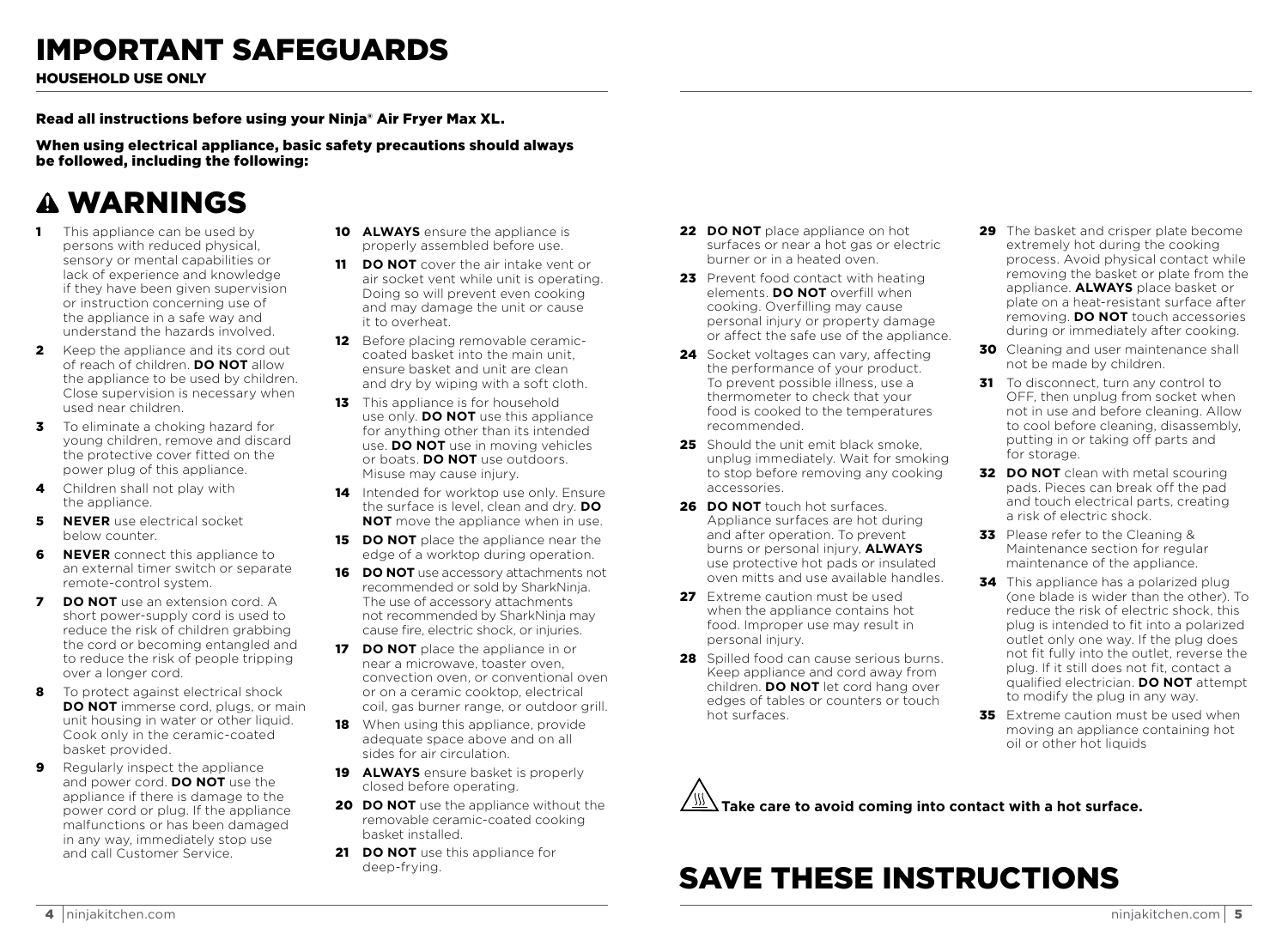# IMPORTANT SAFEGUARDS

**HOUSEHOLD USE ONLY**

**Read all instructions before using your Ninja® Air Fryer Max XL.**

**When using electrical appliance, basic safety precautions should always be followed, including the following:**

## ⚠ WARNINGS

1. This appliance can be used by persons with reduced physical, sensory or mental capabilities or lack of experience and knowledge if they have been given supervision or instruction concerning use of the appliance in a safe way and understand the hazards involved.
2. Keep the appliance and its cord out of reach of children. **DO NOT** allow the appliance to be used by children. Close supervision is necessary when used near children.
3. To eliminate a choking hazard for young children, remove and discard the protective cover fitted on the power plug of this appliance.
4. Children shall not play with the appliance.
5. **NEVER** use electrical socket below counter.
6. **NEVER** connect this appliance to an external timer switch or separate remote-control system.
7. **DO NOT** use an extension cord. A short power-supply cord is used to reduce the risk of children grabbing the cord or becoming entangled and to reduce the risk of people tripping over a longer cord.
8. To protect against electrical shock **DO NOT** immerse cord, plugs, or main unit housing in water or other liquid. Cook only in the ceramic-coated basket provided.
9. Regularly inspect the appliance and power cord. **DO NOT** use the appliance if there is damage to the power cord or plug. If the appliance malfunctions or has been damaged in any way, immediately stop use and call Customer Service.
10. **ALWAYS** ensure the appliance is properly assembled before use.
11. **DO NOT** cover the air intake vent or air socket vent while unit is operating. Doing so will prevent even cooking and may damage the unit or cause it to overheat.
12. Before placing removable ceramic-coated basket into the main unit, ensure basket and unit are clean and dry by wiping with a soft cloth.
13. This appliance is for household use only. **DO NOT** use this appliance for anything other than its intended use. **DO NOT** use in moving vehicles or boats. **DO NOT** use outdoors. Misuse may cause injury.
14. Intended for worktop use only. Ensure the surface is level, clean and dry. **DO NOT** move the appliance when in use.
15. **DO NOT** place the appliance near the edge of a worktop during operation.
16. **DO NOT** use accessory attachments not recommended or sold by SharkNinja. The use of accessory attachments not recommended by SharkNinja may cause fire, electric shock, or injuries.
17. **DO NOT** place the appliance in or near a microwave, toaster oven, convection oven, or conventional oven or on a ceramic cooktop, electrical coil, gas burner range, or outdoor grill.
18. When using this appliance, provide adequate space above and on all sides for air circulation.
19. **ALWAYS** ensure basket is properly closed before operating.
20. **DO NOT** use the appliance without the removable ceramic-coated cooking basket installed.
21. **DO NOT** use this appliance for deep-frying.
22. **DO NOT** place appliance on hot surfaces or near a hot gas or electric burner or in a heated oven.
23. Prevent food contact with heating elements. **DO NOT** overfill when cooking. Overfilling may cause personal injury or property damage or affect the safe use of the appliance.
24. Socket voltages can vary, affecting the performance of your product. To prevent possible illness, use a thermometer to check that your food is cooked to the temperatures recommended.
25. Should the unit emit black smoke, unplug immediately. Wait for smoking to stop before removing any cooking accessories.
26. **DO NOT** touch hot surfaces. Appliance surfaces are hot during and after operation. To prevent burns or personal injury, **ALWAYS** use protective hot pads or insulated oven mitts and use available handles.
27. Extreme caution must be used when the appliance contains hot food. Improper use may result in personal injury.
28. Spilled food can cause serious burns. Keep appliance and cord away from children. **DO NOT** let cord hang over edges of tables or counters or touch hot surfaces.
29. The basket and crisper plate become extremely hot during the cooking process. Avoid physical contact while removing the basket or plate from the appliance. **ALWAYS** place basket or plate on a heat-resistant surface after removing. **DO NOT** touch accessories during or immediately after cooking.
30. Cleaning and user maintenance shall not be made by children.
31. To disconnect, turn any control to OFF, then unplug from socket when not in use and before cleaning. Allow to cool before cleaning, disassembly, putting in or taking off parts and for storage.
32. **DO NOT** clean with metal scouring pads. Pieces can break off the pad and touch electrical parts, creating a risk of electric shock.
33. Please refer to the Cleaning & Maintenance section for regular maintenance of the appliance.
34. This appliance has a polarized plug (one blade is wider than the other). To reduce the risk of electric shock, this plug is intended to fit into a polarized outlet only one way. If the plug does not fit fully into the outlet, reverse the plug. If it still does not fit, contact a qualified electrician. **DO NOT** attempt to modify the plug in any way.
35. Extreme caution must be used when moving an appliance containing hot oil or other hot liquids

**Take care to avoid coming into contact with a hot surface.**

# SAVE THESE INSTRUCTIONS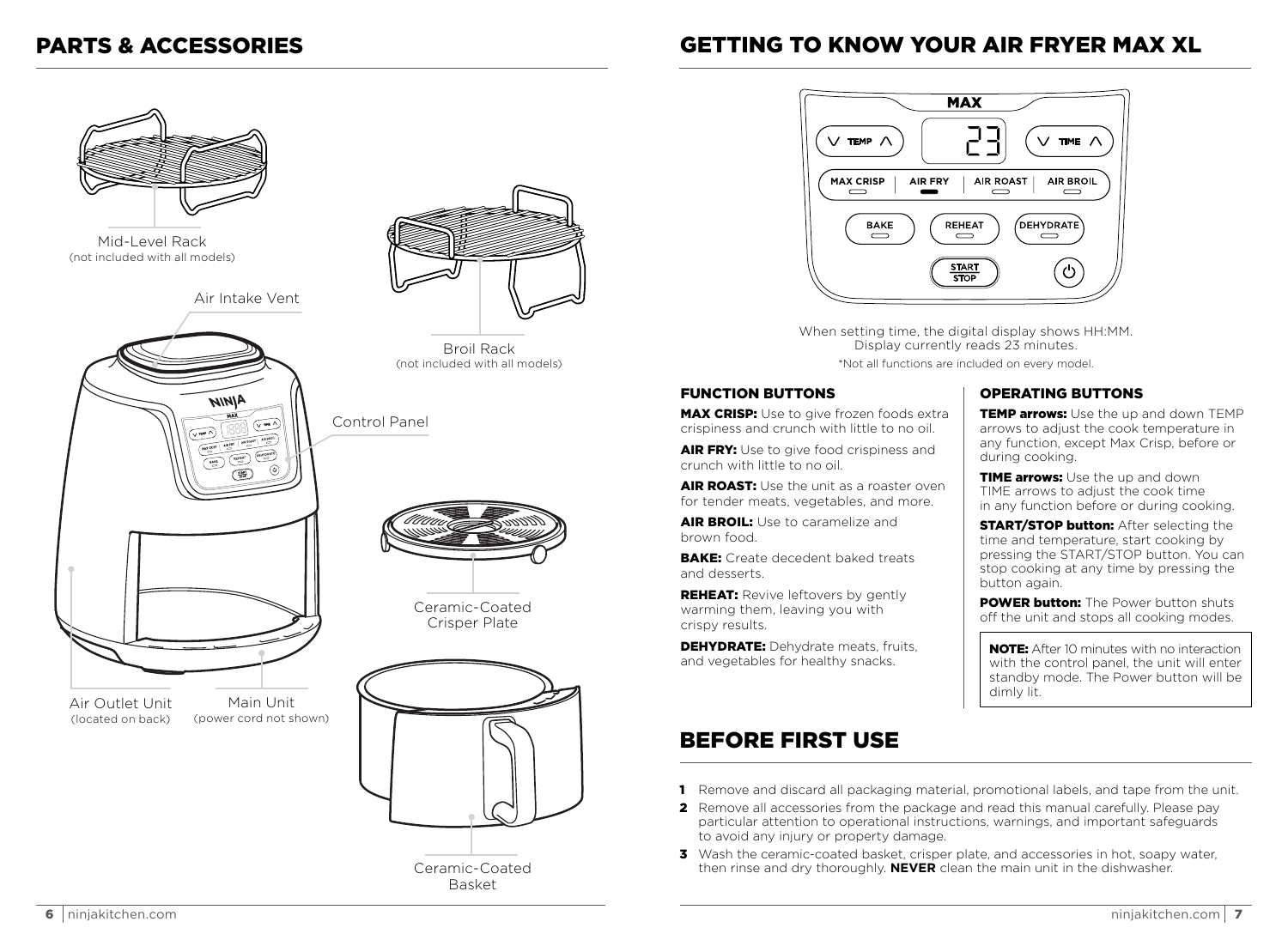## PARTS & ACCESSORIES

Mid-Level Rack
(not included with all models)

Broil Rack
(not included with all models)

Air Intake Vent

Control Panel

Ceramic-Coated Crisper Plate

Air Outlet Unit
(located on back)

Main Unit
(power cord not shown)

Ceramic-Coated Basket

## GETTING TO KNOW YOUR AIR FRYER MAX XL

MAX

TEMP | 23 | TIME

MAX CRISP | AIR FRY | AIR ROAST | AIR BROIL

BAKE | REHEAT | DEHYDRATE

START/STOP

When setting time, the digital display shows HH:MM. Display currently reads 23 minutes.

*Not all functions are included on every model.

### FUNCTION BUTTONS

**MAX CRISP:** Use to give frozen foods extra crispiness and crunch with little to no oil.

**AIR FRY:** Use to give food crispiness and crunch with little to no oil.

**AIR ROAST:** Use the unit as a roaster oven for tender meats, vegetables, and more.

**AIR BROIL:** Use to caramelize and brown food.

**BAKE:** Create decedent baked treats and desserts.

**REHEAT:** Revive leftovers by gently warming them, leaving you with crispy results.

**DEHYDRATE:** Dehydrate meats, fruits, and vegetables for healthy snacks.

### OPERATING BUTTONS

**TEMP arrows:** Use the up and down TEMP arrows to adjust the cook temperature in any function, except Max Crisp, before or during cooking.

**TIME arrows:** Use the up and down TIME arrows to adjust the cook time in any function before or during cooking.

**START/STOP button:** After selecting the time and temperature, start cooking by pressing the START/STOP button. You can stop cooking at any time by pressing the button again.

**POWER button:** The Power button shuts off the unit and stops all cooking modes.

**NOTE:** After 10 minutes with no interaction with the control panel, the unit will enter standby mode. The Power button will be dimly lit.

## BEFORE FIRST USE

1. Remove and discard all packaging material, promotional labels, and tape from the unit.
2. Remove all accessories from the package and read this manual carefully. Please pay particular attention to operational instructions, warnings, and important safeguards to avoid any injury or property damage.
3. Wash the ceramic-coated basket, crisper plate, and accessories in hot, soapy water, then rinse and dry thoroughly. **NEVER** clean the main unit in the dishwasher.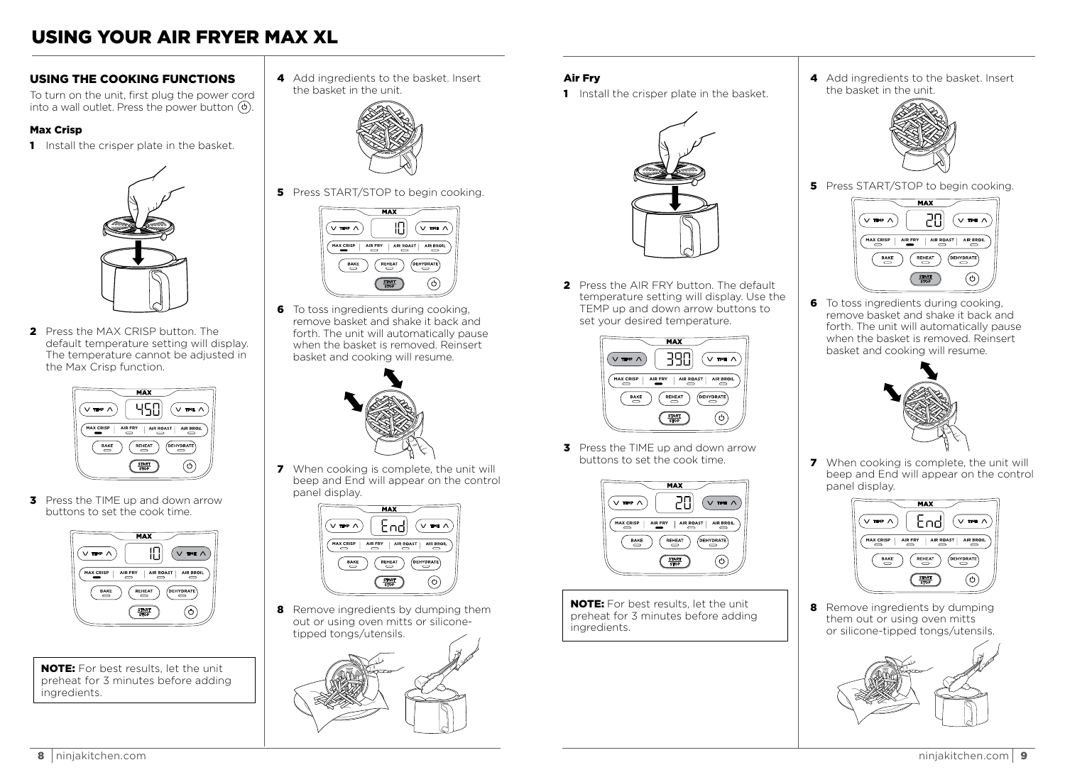# USING YOUR AIR FRYER MAX XL

## USING THE COOKING FUNCTIONS

To turn on the unit, first plug the power cord into a wall outlet. Press the power button (⏻).

### Max Crisp

**1** Install the crisper plate in the basket.

**2** Press the MAX CRISP button. The default temperature setting will display. The temperature cannot be adjusted in the Max Crisp function.

**3** Press the TIME up and down arrow buttons to set the cook time.

**NOTE:** For best results, let the unit preheat for 3 minutes before adding ingredients.

**4** Add ingredients to the basket. Insert the basket in the unit.

**5** Press START/STOP to begin cooking.

**6** To toss ingredients during cooking, remove basket and shake it back and forth. The unit will automatically pause when the basket is removed. Reinsert basket and cooking will resume.

**7** When cooking is complete, the unit will beep and End will appear on the control panel display.

**8** Remove ingredients by dumping them out or using oven mitts or silicone-tipped tongs/utensils.

### Air Fry

**1** Install the crisper plate in the basket.

**2** Press the AIR FRY button. The default temperature setting will display. Use the TEMP up and down arrow buttons to set your desired temperature.

**3** Press the TIME up and down arrow buttons to set the cook time.

**NOTE:** For best results, let the unit preheat for 3 minutes before adding ingredients.

**4** Add ingredients to the basket. Insert the basket in the unit.

**5** Press START/STOP to begin cooking.

**6** To toss ingredients during cooking, remove basket and shake it back and forth. The unit will automatically pause when the basket is removed. Reinsert basket and cooking will resume.

**7** When cooking is complete, the unit will beep and End will appear on the control panel display.

**8** Remove ingredients by dumping them out or using oven mitts or silicone-tipped tongs/utensils.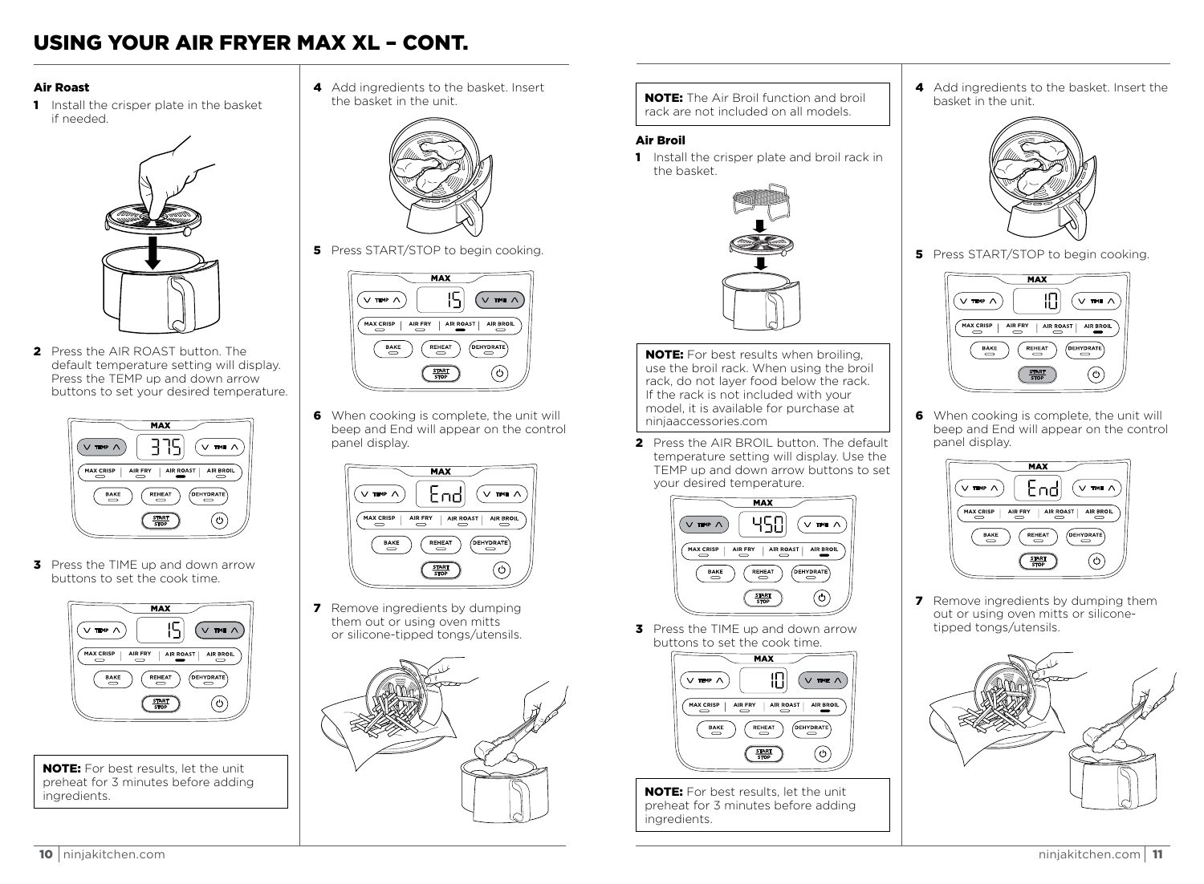# USING YOUR AIR FRYER MAX XL – CONT.

### Air Roast

**1** Install the crisper plate in the basket if needed.

**2** Press the AIR ROAST button. The default temperature setting will display. Press the TEMP up and down arrow buttons to set your desired temperature.

**3** Press the TIME up and down arrow buttons to set the cook time.

**NOTE:** For best results, let the unit preheat for 3 minutes before adding ingredients.

**4** Add ingredients to the basket. Insert the basket in the unit.

**5** Press START/STOP to begin cooking.

**6** When cooking is complete, the unit will beep and End will appear on the control panel display.

**7** Remove ingredients by dumping them out or using oven mitts or silicone-tipped tongs/utensils.

**NOTE:** The Air Broil function and broil rack are not included on all models.

### Air Broil

**1** Install the crisper plate and broil rack in the basket.

**NOTE:** For best results when broiling, use the broil rack. When using the broil rack, do not layer food below the rack. If the rack is not included with your model, it is available for purchase at ninjaaccessories.com

**2** Press the AIR BROIL button. The default temperature setting will display. Use the TEMP up and down arrow buttons to set your desired temperature.

**3** Press the TIME up and down arrow buttons to set the cook time.

**NOTE:** For best results, let the unit preheat for 3 minutes before adding ingredients.

**4** Add ingredients to the basket. Insert the basket in the unit.

**5** Press START/STOP to begin cooking.

**6** When cooking is complete, the unit will beep and End will appear on the control panel display.

**7** Remove ingredients by dumping them out or using oven mitts or silicone-tipped tongs/utensils.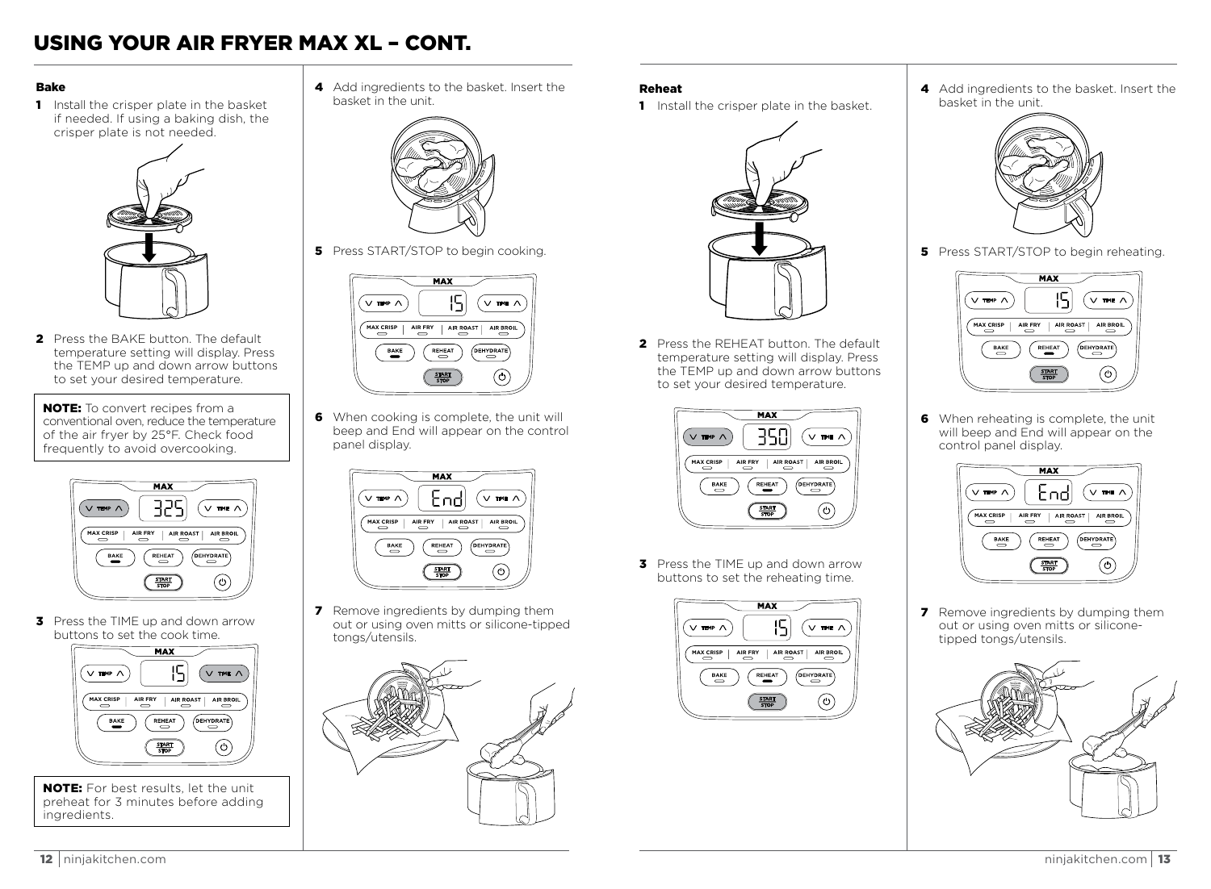# USING YOUR AIR FRYER MAX XL – CONT.

### Bake

1. Install the crisper plate in the basket if needed. If using a baking dish, the crisper plate is not needed.

2. Press the BAKE button. The default temperature setting will display. Press the TEMP up and down arrow buttons to set your desired temperature.

**NOTE:** To convert recipes from a conventional oven, reduce the temperature of the air fryer by 25°F. Check food frequently to avoid overcooking.

3. Press the TIME up and down arrow buttons to set the cook time.

**NOTE:** For best results, let the unit preheat for 3 minutes before adding ingredients.

4. Add ingredients to the basket. Insert the basket in the unit.

5. Press START/STOP to begin cooking.

6. When cooking is complete, the unit will beep and End will appear on the control panel display.

7. Remove ingredients by dumping them out or using oven mitts or silicone-tipped tongs/utensils.

### Reheat

1. Install the crisper plate in the basket.

2. Press the REHEAT button. The default temperature setting will display. Press the TEMP up and down arrow buttons to set your desired temperature.

3. Press the TIME up and down arrow buttons to set the reheating time.

4. Add ingredients to the basket. Insert the basket in the unit.

5. Press START/STOP to begin reheating.

6. When reheating is complete, the unit will beep and End will appear on the control panel display.

7. Remove ingredients by dumping them out or using oven mitts or silicone-tipped tongs/utensils.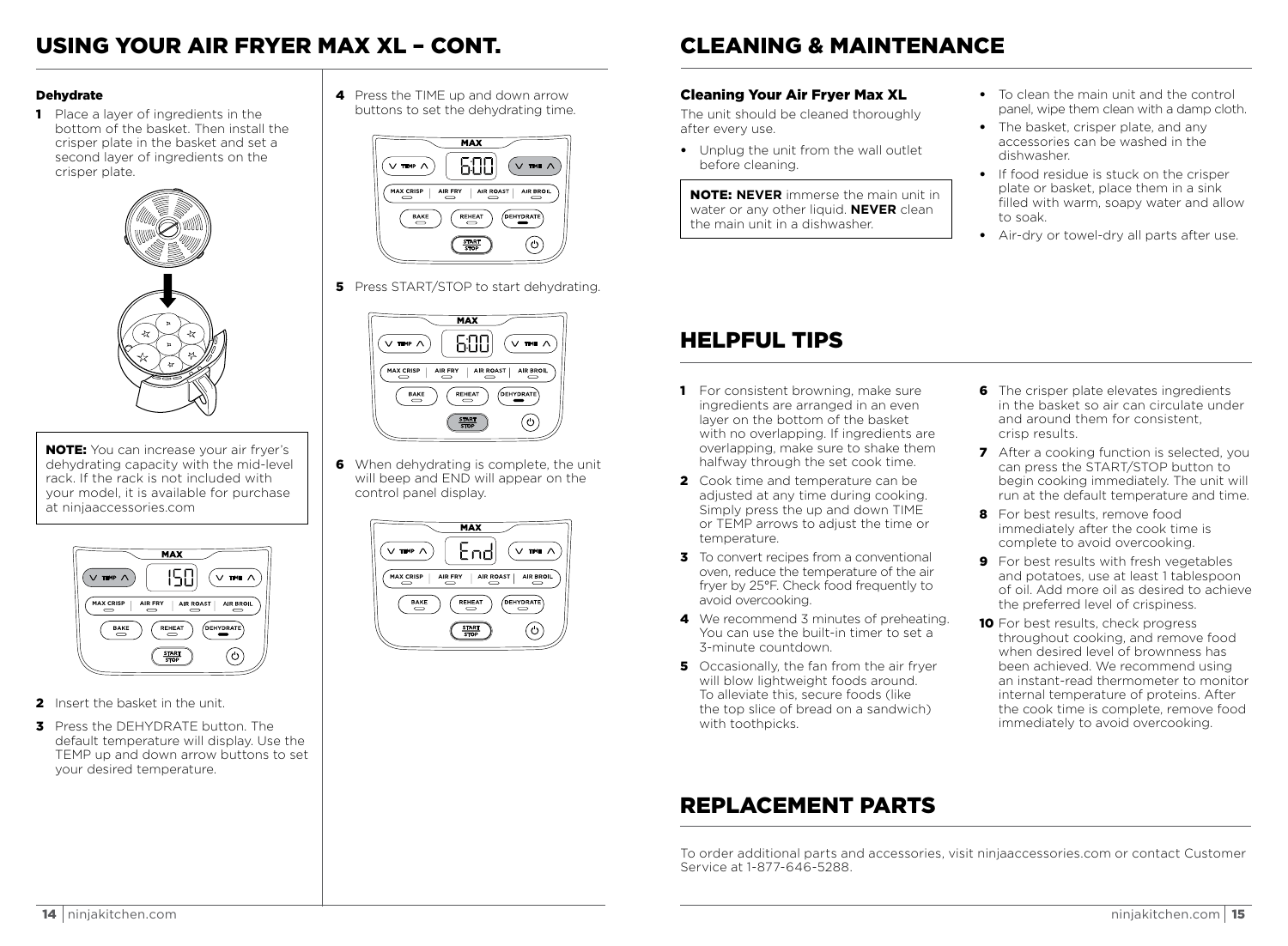# USING YOUR AIR FRYER MAX XL – CONT.

### Dehydrate

1. Place a layer of ingredients in the bottom of the basket. Then install the crisper plate in the basket and set a second layer of ingredients on the crisper plate.

**NOTE:** You can increase your air fryer's dehydrating capacity with the mid-level rack. If the rack is not included with your model, it is available for purchase at ninjaaccessories.com

2. Insert the basket in the unit.
3. Press the DEHYDRATE button. The default temperature will display. Use the TEMP up and down arrow buttons to set your desired temperature.
4. Press the TIME up and down arrow buttons to set the dehydrating time.
5. Press START/STOP to start dehydrating.
6. When dehydrating is complete, the unit will beep and END will appear on the control panel display.

# CLEANING & MAINTENANCE

### Cleaning Your Air Fryer Max XL

The unit should be cleaned thoroughly after every use.

- Unplug the unit from the wall outlet before cleaning.

**NOTE: NEVER** immerse the main unit in water or any other liquid. **NEVER** clean the main unit in a dishwasher.

- To clean the main unit and the control panel, wipe them clean with a damp cloth.
- The basket, crisper plate, and any accessories can be washed in the dishwasher.
- If food residue is stuck on the crisper plate or basket, place them in a sink filled with warm, soapy water and allow to soak.
- Air-dry or towel-dry all parts after use.

# HELPFUL TIPS

1. For consistent browning, make sure ingredients are arranged in an even layer on the bottom of the basket with no overlapping. If ingredients are overlapping, make sure to shake them halfway through the set cook time.
2. Cook time and temperature can be adjusted at any time during cooking. Simply press the up and down TIME or TEMP arrows to adjust the time or temperature.
3. To convert recipes from a conventional oven, reduce the temperature of the air fryer by 25°F. Check food frequently to avoid overcooking.
4. We recommend 3 minutes of preheating. You can use the built-in timer to set a 3-minute countdown.
5. Occasionally, the fan from the air fryer will blow lightweight foods around. To alleviate this, secure foods (like the top slice of bread on a sandwich) with toothpicks.
6. The crisper plate elevates ingredients in the basket so air can circulate under and around them for consistent, crisp results.
7. After a cooking function is selected, you can press the START/STOP button to begin cooking immediately. The unit will run at the default temperature and time.
8. For best results, remove food immediately after the cook time is complete to avoid overcooking.
9. For best results with fresh vegetables and potatoes, use at least 1 tablespoon of oil. Add more oil as desired to achieve the preferred level of crispiness.
10. For best results, check progress throughout cooking, and remove food when desired level of brownness has been achieved. We recommend using an instant-read thermometer to monitor internal temperature of proteins. After the cook time is complete, remove food immediately to avoid overcooking.

# REPLACEMENT PARTS

To order additional parts and accessories, visit ninjaaccessories.com or contact Customer Service at 1-877-646-5288.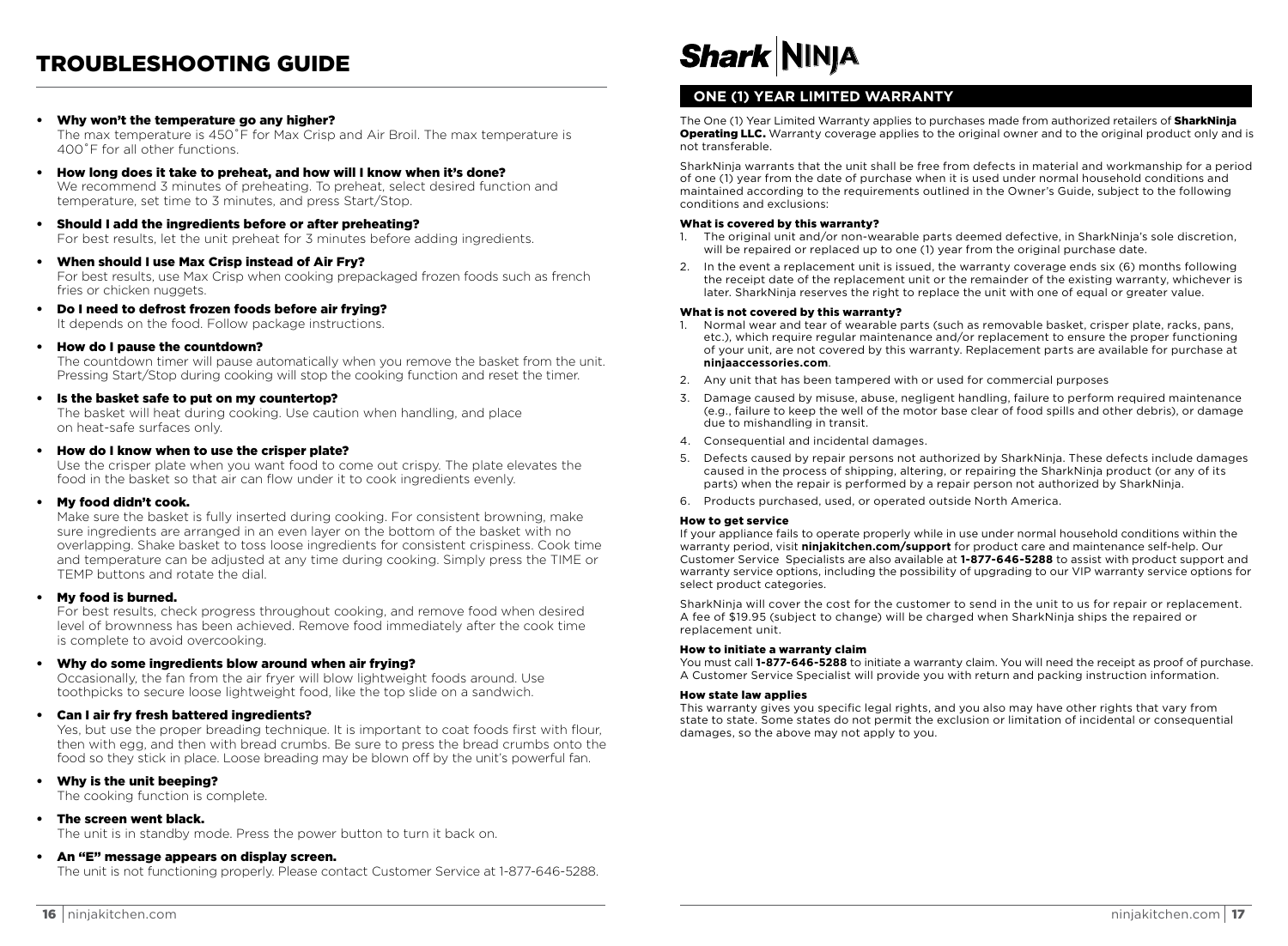# TROUBLESHOOTING GUIDE

- **Why won't the temperature go any higher?**
  The max temperature is 450˚F for Max Crisp and Air Broil. The max temperature is 400˚F for all other functions.
- **How long does it take to preheat, and how will I know when it's done?**
  We recommend 3 minutes of preheating. To preheat, select desired function and temperature, set time to 3 minutes, and press Start/Stop.
- **Should I add the ingredients before or after preheating?**
  For best results, let the unit preheat for 3 minutes before adding ingredients.
- **When should I use Max Crisp instead of Air Fry?**
  For best results, use Max Crisp when cooking prepackaged frozen foods such as french fries or chicken nuggets.
- **Do I need to defrost frozen foods before air frying?**
  It depends on the food. Follow package instructions.
- **How do I pause the countdown?**
  The countdown timer will pause automatically when you remove the basket from the unit. Pressing Start/Stop during cooking will stop the cooking function and reset the timer.
- **Is the basket safe to put on my countertop?**
  The basket will heat during cooking. Use caution when handling, and place on heat-safe surfaces only.
- **How do I know when to use the crisper plate?**
  Use the crisper plate when you want food to come out crispy. The plate elevates the food in the basket so that air can flow under it to cook ingredients evenly.
- **My food didn't cook.**
  Make sure the basket is fully inserted during cooking. For consistent browning, make sure ingredients are arranged in an even layer on the bottom of the basket with no overlapping. Shake basket to toss loose ingredients for consistent crispiness. Cook time and temperature can be adjusted at any time during cooking. Simply press the TIME or TEMP buttons and rotate the dial.
- **My food is burned.**
  For best results, check progress throughout cooking, and remove food when desired level of brownness has been achieved. Remove food immediately after the cook time is complete to avoid overcooking.
- **Why do some ingredients blow around when air frying?**
  Occasionally, the fan from the air fryer will blow lightweight foods around. Use toothpicks to secure loose lightweight food, like the top slide on a sandwich.
- **Can I air fry fresh battered ingredients?**
  Yes, but use the proper breading technique. It is important to coat foods first with flour, then with egg, and then with bread crumbs. Be sure to press the bread crumbs onto the food so they stick in place. Loose breading may be blown off by the unit's powerful fan.
- **Why is the unit beeping?**
  The cooking function is complete.
- **The screen went black.**
  The unit is in standby mode. Press the power button to turn it back on.
- **An "E" message appears on display screen.**
  The unit is not functioning properly. Please contact Customer Service at 1-877-646-5288.

Shark | NINJA

## ONE (1) YEAR LIMITED WARRANTY

The One (1) Year Limited Warranty applies to purchases made from authorized retailers of **SharkNinja Operating LLC.** Warranty coverage applies to the original owner and to the original product only and is not transferable.

SharkNinja warrants that the unit shall be free from defects in material and workmanship for a period of one (1) year from the date of purchase when it is used under normal household conditions and maintained according to the requirements outlined in the Owner's Guide, subject to the following conditions and exclusions:

### What is covered by this warranty?

1. The original unit and/or non-wearable parts deemed defective, in SharkNinja's sole discretion, will be repaired or replaced up to one (1) year from the original purchase date.
2. In the event a replacement unit is issued, the warranty coverage ends six (6) months following the receipt date of the replacement unit or the remainder of the existing warranty, whichever is later. SharkNinja reserves the right to replace the unit with one of equal or greater value.

### What is not covered by this warranty?

1. Normal wear and tear of wearable parts (such as removable basket, crisper plate, racks, pans, etc.), which require regular maintenance and/or replacement to ensure the proper functioning of your unit, are not covered by this warranty. Replacement parts are available for purchase at **ninjaaccessories.com**.
2. Any unit that has been tampered with or used for commercial purposes
3. Damage caused by misuse, abuse, negligent handling, failure to perform required maintenance (e.g., failure to keep the well of the motor base clear of food spills and other debris), or damage due to mishandling in transit.
4. Consequential and incidental damages.
5. Defects caused by repair persons not authorized by SharkNinja. These defects include damages caused in the process of shipping, altering, or repairing the SharkNinja product (or any of its parts) when the repair is performed by a repair person not authorized by SharkNinja.
6. Products purchased, used, or operated outside North America.

### How to get service

If your appliance fails to operate properly while in use under normal household conditions within the warranty period, visit **ninjakitchen.com/support** for product care and maintenance self-help. Our Customer Service Specialists are also available at **1-877-646-5288** to assist with product support and warranty service options, including the possibility of upgrading to our VIP warranty service options for select product categories.

SharkNinja will cover the cost for the customer to send in the unit to us for repair or replacement. A fee of $19.95 (subject to change) will be charged when SharkNinja ships the repaired or replacement unit.

### How to initiate a warranty claim

You must call **1-877-646-5288** to initiate a warranty claim. You will need the receipt as proof of purchase. A Customer Service Specialist will provide you with return and packing instruction information.

### How state law applies

This warranty gives you specific legal rights, and you also may have other rights that vary from state to state. Some states do not permit the exclusion or limitation of incidental or consequential damages, so the above may not apply to you.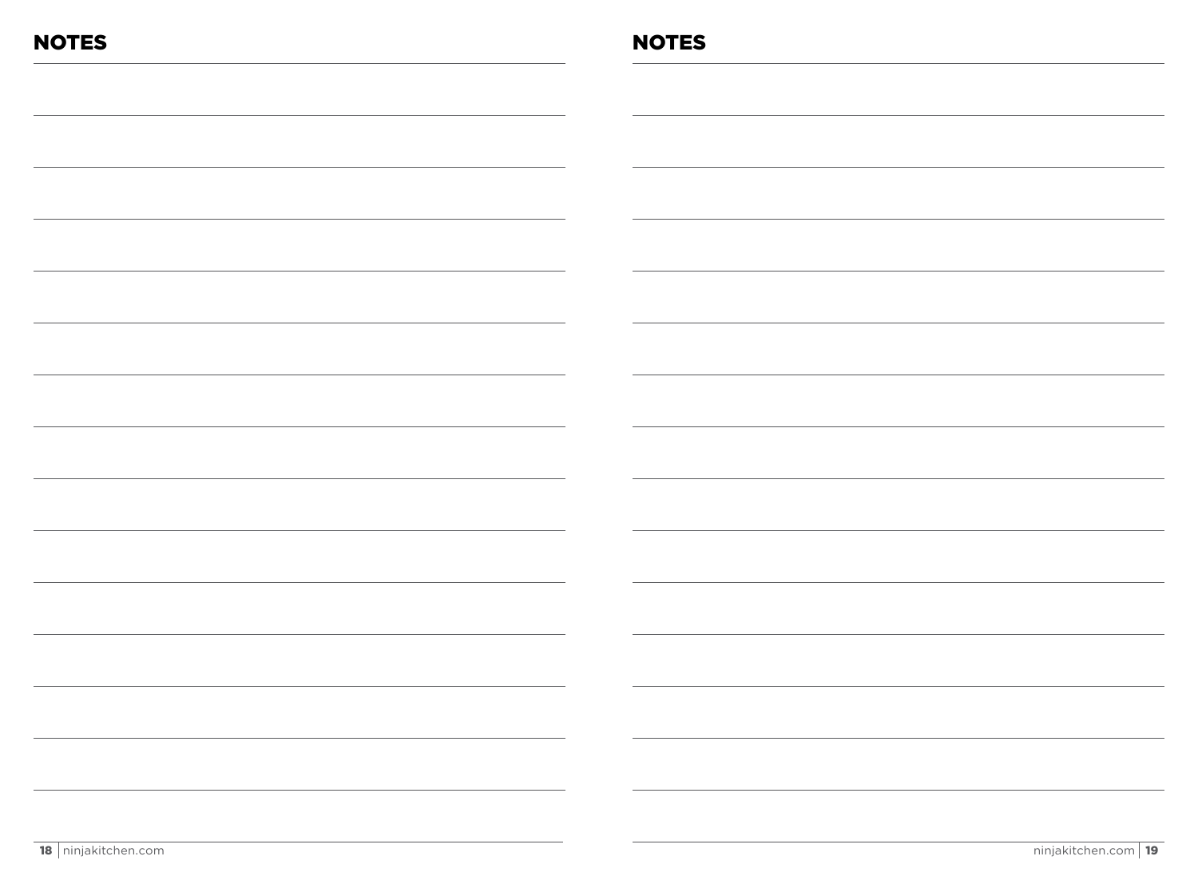## NOTES

## NOTES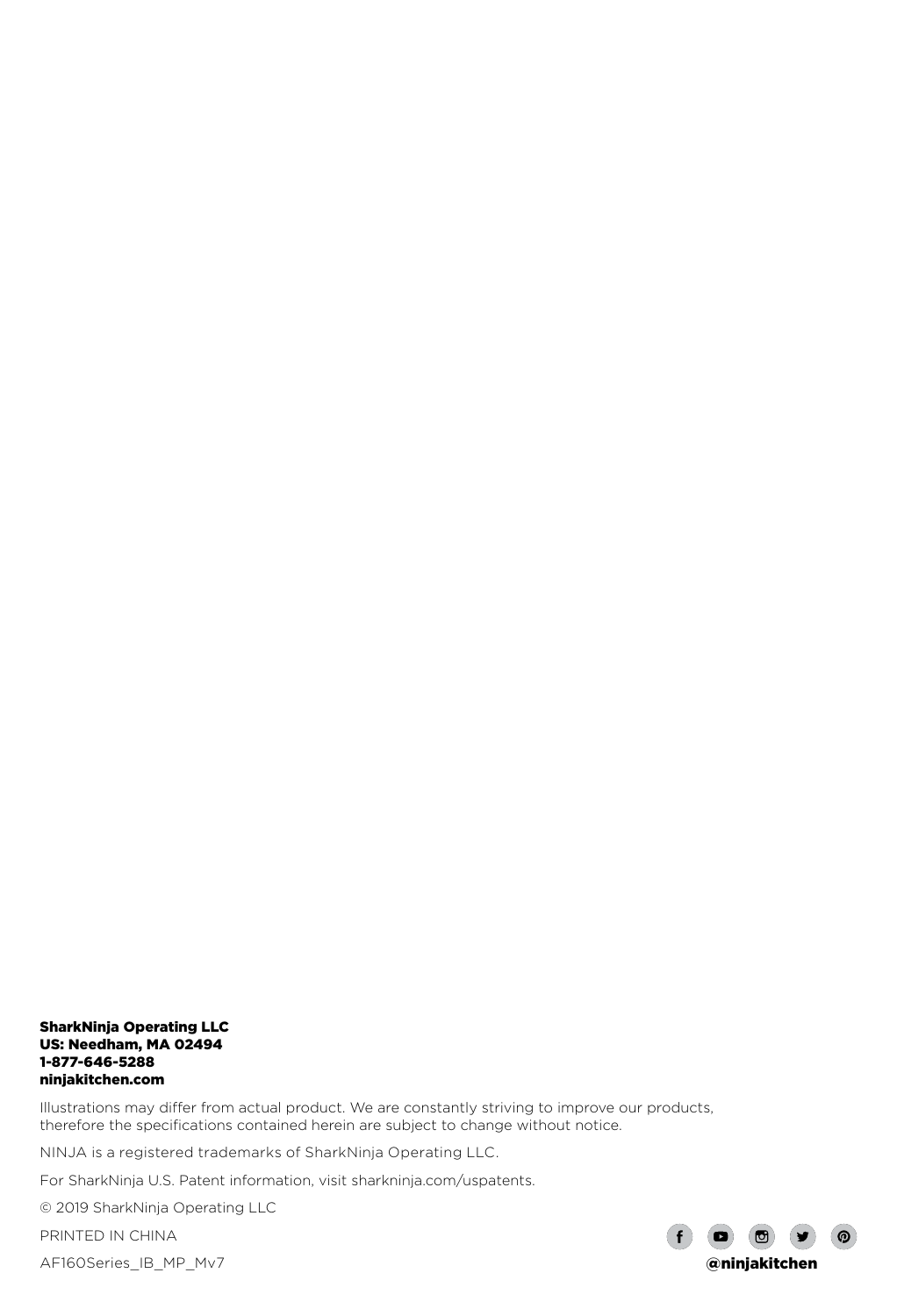**SharkNinja Operating LLC**
**US: Needham, MA 02494**
**1-877-646-5288**
**ninjakitchen.com**

Illustrations may differ from actual product. We are constantly striving to improve our products, therefore the specifications contained herein are subject to change without notice.

NINJA is a registered trademarks of SharkNinja Operating LLC.

For SharkNinja U.S. Patent information, visit sharkninja.com/uspatents.

© 2019 SharkNinja Operating LLC

PRINTED IN CHINA

AF160Series_IB_MP_Mv7

**@ninjakitchen**